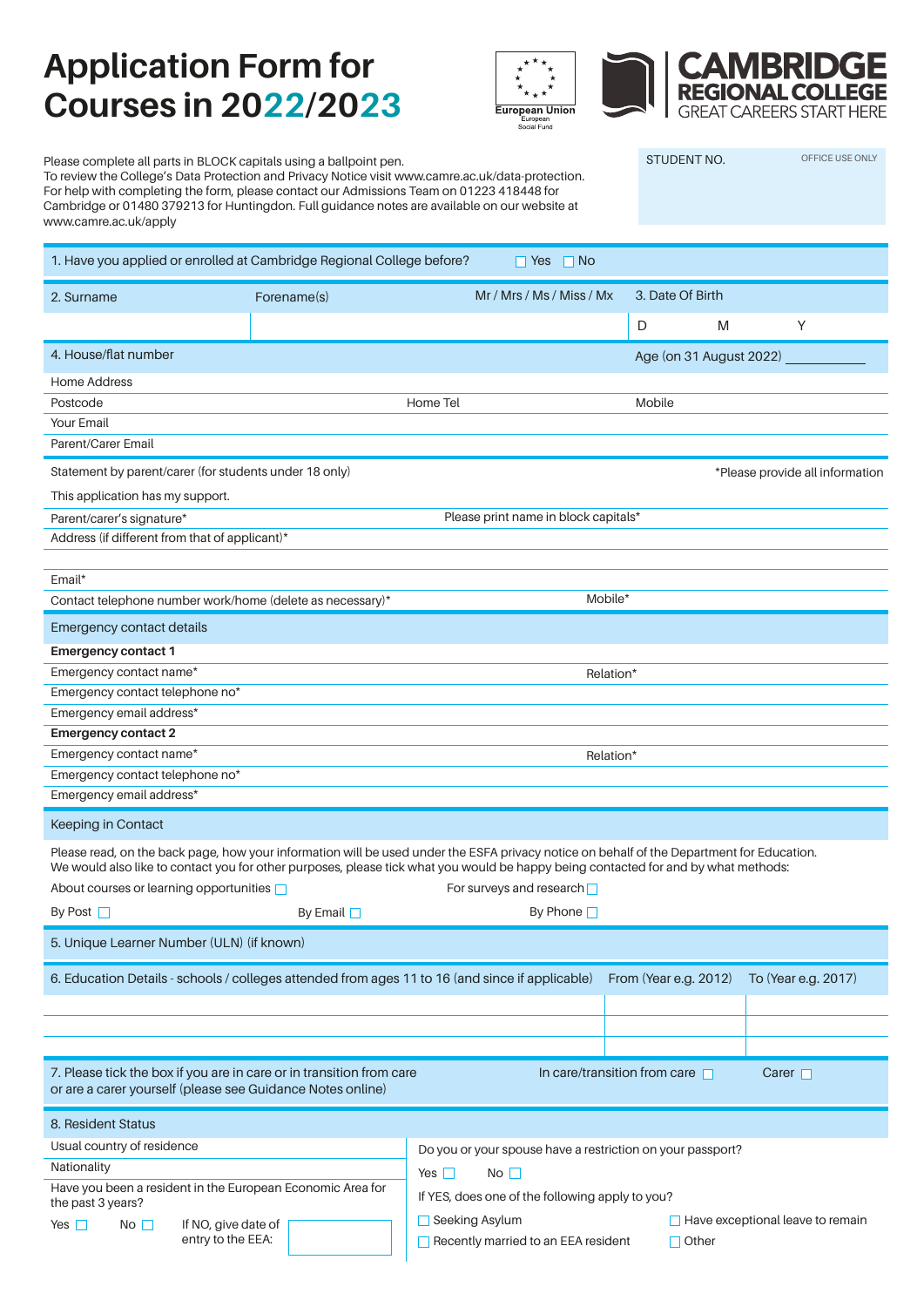# Application Form for Courses in 2022/2023

European Union
European Social Fund

**CAMBRIDGE REGIONAL COLLEGE**
GREAT CAREERS START HERE

Please complete all parts in BLOCK capitals using a ballpoint pen.
To review the College's Data Protection and Privacy Notice visit www.camre.ac.uk/data-protection.
For help with completing the form, please contact our Admissions Team on 01223 418448 for Cambridge or 01480 379213 for Huntingdon. Full guidance notes are available on our website at www.camre.ac.uk/apply

| STUDENT NO. | OFFICE USE ONLY |
|---|---|
| | |

1. Have you applied or enrolled at Cambridge Regional College before? ☐ Yes ☐ No

| 2. Surname | Forename(s) | Mr / Mrs / Ms / Miss / Mx | 3. Date Of Birth | | |
|---|---|---|---|---|---|
| | | | D | M | Y |

4. House/flat number

Age (on 31 August 2022) ___________

Home Address

Postcode | Home Tel | Mobile

Your Email

Parent/Carer Email

Statement by parent/carer (for students under 18 only) | *Please provide all information

This application has my support.

Parent/carer's signature* | Please print name in block capitals*

Address (if different from that of applicant)*

Email*

Contact telephone number work/home (delete as necessary)* | Mobile*

## Emergency contact details

**Emergency contact 1**

Emergency contact name* | Relation*

Emergency contact telephone no*

Emergency email address*

**Emergency contact 2**

Emergency contact name* | Relation*

Emergency contact telephone no*

Emergency email address*

## Keeping in Contact

Please read, on the back page, how your information will be used under the ESFA privacy notice on behalf of the Department for Education. We would also like to contact you for other purposes, please tick what you would be happy being contacted for and by what methods:

About courses or learning opportunities ☐ | For surveys and research ☐

By Post ☐ | By Email ☐ | By Phone ☐

5. Unique Learner Number (ULN) (if known)

| 6. Education Details - schools / colleges attended from ages 11 to 16 (and since if applicable) | From (Year e.g. 2012) | To (Year e.g. 2017) |
|---|---|---|
| | | |
| | | |

7. Please tick the box if you are in care or in transition from care or are a carer yourself (please see Guidance Notes online) | In care/transition from care ☐ | Carer ☐

8. Resident Status

Usual country of residence

Nationality

Have you been a resident in the European Economic Area for the past 3 years?

Yes ☐ No ☐ If NO, give date of entry to the EEA: ________

Do you or your spouse have a restriction on your passport?

Yes ☐ No ☐

If YES, does one of the following apply to you?

☐ Seeking Asylum ☐ Have exceptional leave to remain

☐ Recently married to an EEA resident ☐ Other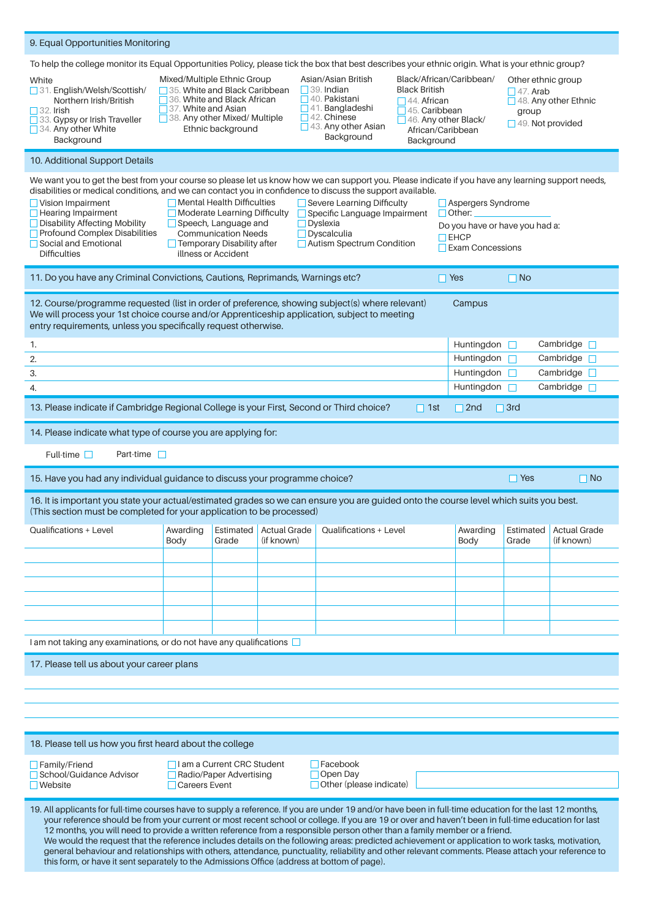## 9. Equal Opportunities Monitoring

To help the college monitor its Equal Opportunities Policy, please tick the box that best describes your ethnic origin. What is your ethnic group?

**White**
- ☐ 31. English/Welsh/Scottish/Northern Irish/British
- ☐ 32. Irish
- ☐ 33. Gypsy or Irish Traveller
- ☐ 34. Any other White Background

**Mixed/Multiple Ethnic Group**
- ☐ 35. White and Black Caribbean
- ☐ 36. White and Black African
- ☐ 37. White and Asian
- ☐ 38. Any other Mixed/ Multiple Ethnic background

**Asian/Asian British**
- ☐ 39. Indian
- ☐ 40. Pakistani
- ☐ 41. Bangladeshi
- ☐ 42. Chinese
- ☐ 43. Any other Asian Background

**Black/African/Caribbean/ Black British**
- ☐ 44. African
- ☐ 45. Caribbean
- ☐ 46. Any other Black/ African/Caribbean Background

**Other ethnic group**
- ☐ 47. Arab
- ☐ 48. Any other Ethnic group
- ☐ 49. Not provided

## 10. Additional Support Details

We want you to get the best from your course so please let us know how we can support you. Please indicate if you have any learning support needs, disabilities or medical conditions, and we can contact you in confidence to discuss the support available.

- ☐ Vision Impairment
- ☐ Hearing Impairment
- ☐ Disability Affecting Mobility
- ☐ Profound Complex Disabilities
- ☐ Social and Emotional Difficulties
- ☐ Mental Health Difficulties
- ☐ Moderate Learning Difficulty
- ☐ Speech, Language and Communication Needs
- ☐ Temporary Disability after illness or Accident
- ☐ Severe Learning Difficulty
- ☐ Specific Language Impairment
- ☐ Dyslexia
- ☐ Dyscalculia
- ☐ Autism Spectrum Condition
- ☐ Aspergers Syndrome
- ☐ Other: ____________

Do you have or have you had a:
- ☐ EHCP
- ☐ Exam Concessions

## 11. Do you have any Criminal Convictions, Cautions, Reprimands, Warnings etc?

☐ Yes ☐ No

## 12. Course/programme requested (list in order of preference, showing subject(s) where relevant)

We will process your 1st choice course and/or Apprenticeship application, subject to meeting entry requirements, unless you specifically request otherwise.

| | Campus | |
|---|---|---|
| 1. | Huntingdon ☐ | Cambridge ☐ |
| 2. | Huntingdon ☐ | Cambridge ☐ |
| 3. | Huntingdon ☐ | Cambridge ☐ |
| 4. | Huntingdon ☐ | Cambridge ☐ |

## 13. Please indicate if Cambridge Regional College is your First, Second or Third choice?

☐ 1st ☐ 2nd ☐ 3rd

## 14. Please indicate what type of course you are applying for:

Full-time ☐ Part-time ☐

## 15. Have you had any individual guidance to discuss your programme choice?

☐ Yes ☐ No

## 16. It is important you state your actual/estimated grades so we can ensure you are guided onto the course level which suits you best.

(This section must be completed for your application to be processed)

| Qualifications + Level | Awarding Body | Estimated Grade | Actual Grade (if known) | Qualifications + Level | Awarding Body | Estimated Grade | Actual Grade (if known) |
|---|---|---|---|---|---|---|---|
| | | | | | | | |
| | | | | | | | |
| | | | | | | | |
| | | | | | | | |
| | | | | | | | |
| | | | | | | | |

I am not taking any examinations, or do not have any qualifications ☐

## 17. Please tell us about your career plans

## 18. Please tell us how you first heard about the college

- ☐ Family/Friend
- ☐ School/Guidance Advisor
- ☐ Website
- ☐ I am a Current CRC Student
- ☐ Radio/Paper Advertising
- ☐ Careers Event
- ☐ Facebook
- ☐ Open Day
- ☐ Other (please indicate) ____________

## 19. All applicants for full-time courses have to supply a reference.

If you are under 19 and/or have been in full-time education for the last 12 months, your reference should be from your current or most recent school or college. If you are 19 or over and haven't been in full-time education for last 12 months, you will need to provide a written reference from a responsible person other than a family member or a friend.

We would the request that the reference includes details on the following areas: predicted achievement or application to work tasks, motivation, general behaviour and relationships with others, attendance, punctuality, reliability and other relevant comments. Please attach your reference to this form, or have it sent separately to the Admissions Office (address at bottom of page).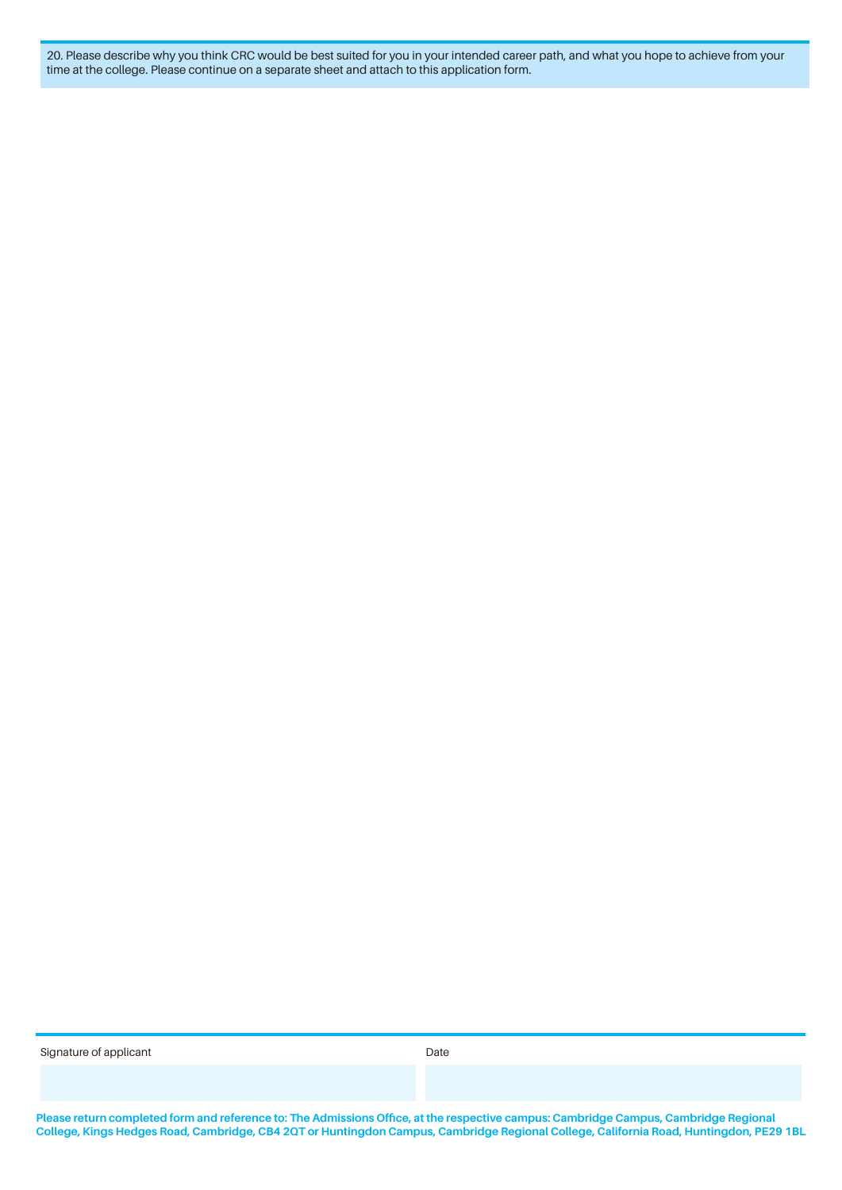20. Please describe why you think CRC would be best suited for you in your intended career path, and what you hope to achieve from your time at the college. Please continue on a separate sheet and attach to this application form.

| Signature of applicant | Date |
| --- | --- |
| | |

**Please return completed form and reference to: The Admissions Office, at the respective campus: Cambridge Campus, Cambridge Regional College, Kings Hedges Road, Cambridge, CB4 2QT or Huntingdon Campus, Cambridge Regional College, California Road, Huntingdon, PE29 1BL**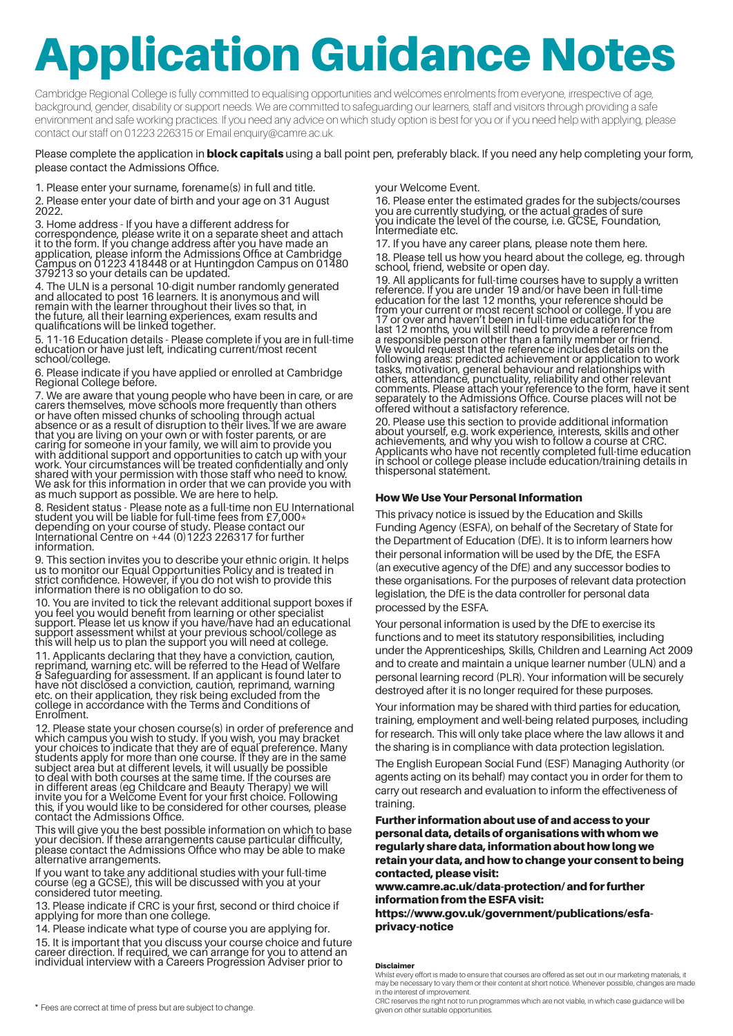# Application Guidance Notes

Cambridge Regional College is fully committed to equalising opportunities and welcomes enrolments from everyone, irrespective of age, background, gender, disability or support needs. We are committed to safeguarding our learners, staff and visitors through providing a safe environment and safe working practices. If you need any advice on which study option is best for you or if you need help with applying, please contact our staff on 01223 226315 or Email enquiry@camre.ac.uk.

Please complete the application in **block capitals** using a ball point pen, preferably black. If you need any help completing your form, please contact the Admissions Office.

1. Please enter your surname, forename(s) in full and title.
2. Please enter your date of birth and your age on 31 August 2022.
3. Home address - If you have a different address for correspondence, please write it on a separate sheet and attach it to the form. If you change address after you have made an application, please inform the Admissions Office at Cambridge Campus on 01223 418448 or at Huntingdon Campus on 01480 379213 so your details can be updated.
4. The ULN is a personal 10-digit number randomly generated and allocated to post 16 learners. It is anonymous and will remain with the learner throughout their lives so that, in the future, all their learning experiences, exam results and qualifications will be linked together.
5. 11-16 Education details - Please complete if you are in full-time education or have just left, indicating current/most recent school/college.
6. Please indicate if you have applied or enrolled at Cambridge Regional College before.
7. We are aware that young people who have been in care, or are carers themselves, move schools more frequently than others or have often missed chunks of schooling through actual absence or as a result of disruption to their lives. If we are aware that you are living on your own or with foster parents, or are caring for someone in your family, we will aim to provide you with additional support and opportunities to catch up with your work. Your circumstances will be treated confidentially and only shared with your permission with those staff who need to know. We ask for this information in order that we can provide you with as much support as possible. We are here to help.
8. Resident status - Please note as a full-time non EU International student you will be liable for full-time fees from £7,000* depending on your course of study. Please contact our International Centre on +44 (0)1223 226317 for further information.
9. This section invites you to describe your ethnic origin. It helps us to monitor our Equal Opportunities Policy and is treated in strict confidence. However, if you do not wish to provide this information there is no obligation to do so.
10. You are invited to tick the relevant additional support boxes if you feel you would benefit from learning or other specialist support. Please let us know if you have/have had an educational support assessment whilst at your previous school/college as this will help us to plan the support you will need at college.
11. Applicants declaring that they have a conviction, caution, reprimand, warning etc. will be referred to the Head of Welfare & Safeguarding for assessment. If an applicant is found later to have not disclosed a conviction, caution, reprimand, warning etc. on their application, they risk being excluded from the college in accordance with the Terms and Conditions of Enrolment.
12. Please state your chosen course(s) in order of preference and which campus you wish to study. If you wish, you may bracket your choices to indicate that they are of equal preference. Many students apply for more than one course. If they are in the same subject area but at different levels, it will usually be possible to deal with both courses at the same time. If the courses are in different areas (eg Childcare and Beauty Therapy) we will invite you for a Welcome Event for your first choice. Following this, if you would like to be considered for other courses, please contact the Admissions Office.

   This will give you the best possible information on which to base your decision. If these arrangements cause particular difficulty, please contact the Admissions Office who may be able to make alternative arrangements.

   If you want to take any additional studies with your full-time course (eg a GCSE), this will be discussed with you at your considered tutor meeting.
13. Please indicate if CRC is your first, second or third choice if applying for more than one college.
14. Please indicate what type of course you are applying for.
15. It is important that you discuss your course choice and future career direction. If required, we can arrange for you to attend an individual interview with a Careers Progression Adviser prior to your Welcome Event.
16. Please enter the estimated grades for the subjects/courses you are currently studying, or the actual grades of sure you indicate the level of the course, i.e. GCSE, Foundation, Intermediate etc.
17. If you have any career plans, please note them here.
18. Please tell us how you heard about the college, eg. through school, friend, website or open day.
19. All applicants for full-time courses have to supply a written reference. If you are under 19 and/or have been in full-time education for the last 12 months, your reference should be from your current or most recent school or college. If you are 17 or over and haven't been in full-time education for the last 12 months, you will still need to provide a reference from a responsible person other than a family member or friend. We would request that the reference includes details on the following areas: predicted achievement or application to work tasks, motivation, general behaviour and relationships with others, attendance, punctuality, reliability and other relevant comments. Please attach your reference to the form, have it sent separately to the Admissions Office. Course places will not be offered without a satisfactory reference.
20. Please use this section to provide additional information about yourself, e.g. work experience, interests, skills and other achievements, and why you wish to follow a course at CRC. Applicants who have not recently completed full-time education in school or college please include education/training details in thispersonal statement.

#### How We Use Your Personal Information

This privacy notice is issued by the Education and Skills Funding Agency (ESFA), on behalf of the Secretary of State for the Department of Education (DfE). It is to inform learners how their personal information will be used by the DfE, the ESFA (an executive agency of the DfE) and any successor bodies to these organisations. For the purposes of relevant data protection legislation, the DfE is the data controller for personal data processed by the ESFA.

Your personal information is used by the DfE to exercise its functions and to meet its statutory responsibilities, including under the Apprenticeships, Skills, Children and Learning Act 2009 and to create and maintain a unique learner number (ULN) and a personal learning record (PLR). Your information will be securely destroyed after it is no longer required for these purposes.

Your information may be shared with third parties for education, training, employment and well-being related purposes, including for research. This will only take place where the law allows it and the sharing is in compliance with data protection legislation.

The English European Social Fund (ESF) Managing Authority (or agents acting on their behalf) may contact you in order for them to carry out research and evaluation to inform the effectiveness of training.

**Further information about use of and access to your personal data, details of organisations with whom we regularly share data, information about how long we retain your data, and how to change your consent to being contacted, please visit:**
**www.camre.ac.uk/data-protection/ and for further information from the ESFA visit:**
**https://www.gov.uk/government/publications/esfa-privacy-notice**

**Disclaimer**
Whilst every effort is made to ensure that courses are offered as set out in our marketing materials, it may be necessary to vary them or their content at short notice. Whenever possible, changes are made in the interest of improvement.
CRC reserves the right not to run programmes which are not viable, in which case guidance will be given on other suitable opportunities.

* Fees are correct at time of press but are subject to change.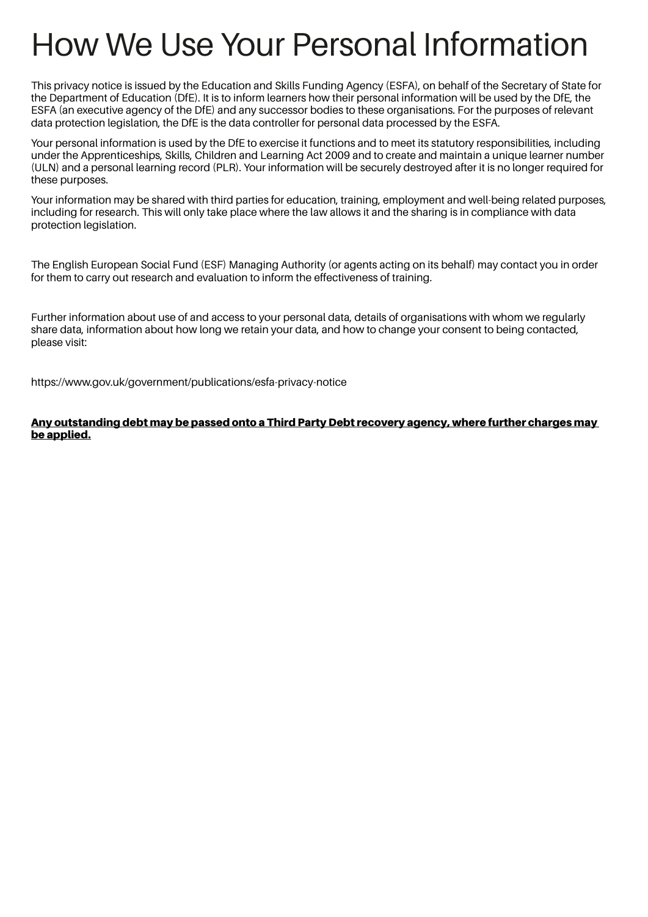# How We Use Your Personal Information

This privacy notice is issued by the Education and Skills Funding Agency (ESFA), on behalf of the Secretary of State for the Department of Education (DfE). It is to inform learners how their personal information will be used by the DfE, the ESFA (an executive agency of the DfE) and any successor bodies to these organisations. For the purposes of relevant data protection legislation, the DfE is the data controller for personal data processed by the ESFA.

Your personal information is used by the DfE to exercise it functions and to meet its statutory responsibilities, including under the Apprenticeships, Skills, Children and Learning Act 2009 and to create and maintain a unique learner number (ULN) and a personal learning record (PLR). Your information will be securely destroyed after it is no longer required for these purposes.

Your information may be shared with third parties for education, training, employment and well-being related purposes, including for research. This will only take place where the law allows it and the sharing is in compliance with data protection legislation.

The English European Social Fund (ESF) Managing Authority (or agents acting on its behalf) may contact you in order for them to carry out research and evaluation to inform the effectiveness of training.

Further information about use of and access to your personal data, details of organisations with whom we regularly share data, information about how long we retain your data, and how to change your consent to being contacted, please visit:

https://www.gov.uk/government/publications/esfa-privacy-notice

**Any outstanding debt may be passed onto a Third Party Debt recovery agency, where further charges may be applied.**